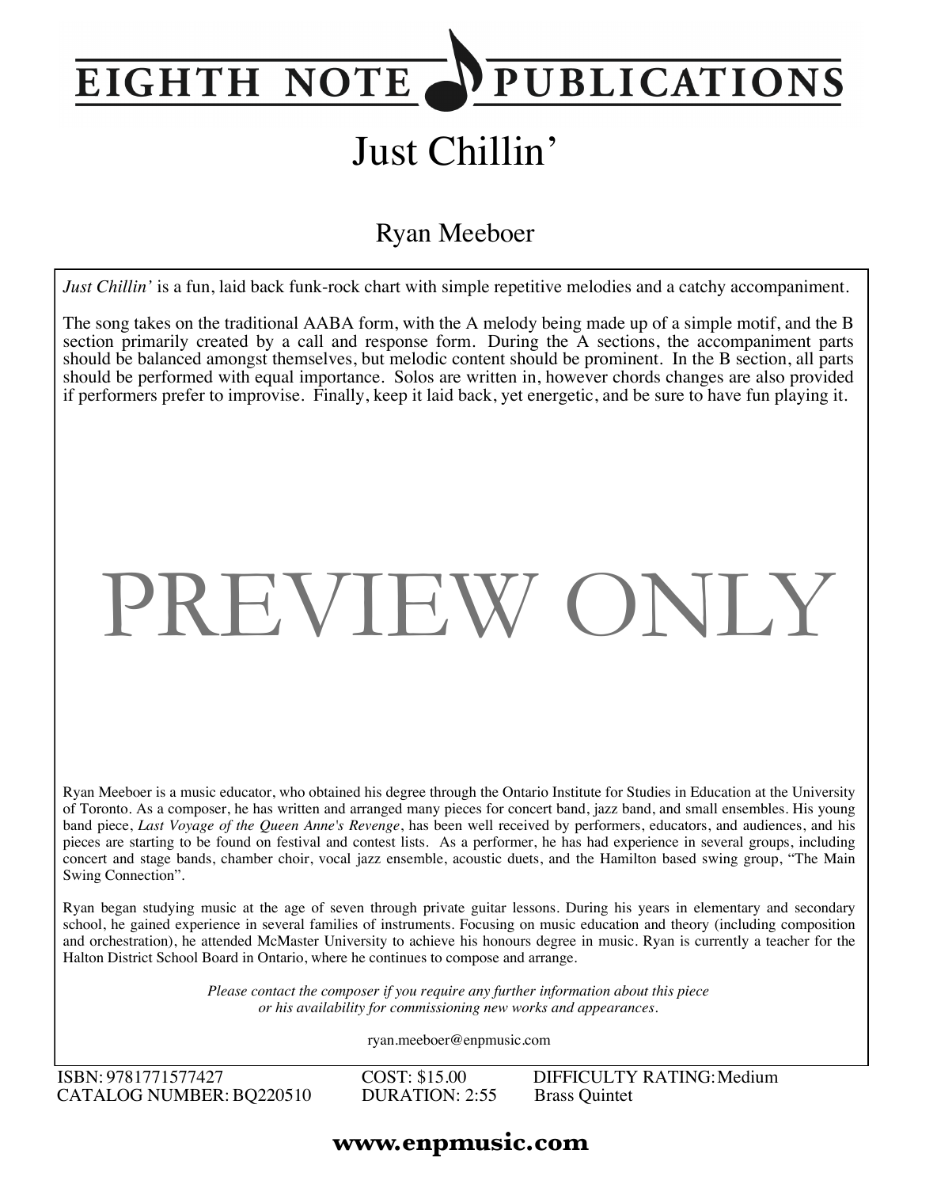EIGHTH NOTE PUBLICATIONS

# Just Chillin'

## Ryan Meeboer

*Just Chillin'* is a fun, laid back funk-rock chart with simple repetitive melodies and a catchy accompaniment.

The song takes on the traditional AABA form, with the A melody being made up of a simple motif, and the B section primarily created by a call and response form. During the A sections, the accompaniment parts should be balanced amongst themselves, but melodic content should be prominent. In the B section, all parts should be performed with equal importance. Solos are written in, however chords changes are also provided if performers prefer to improvise. Finally, keep it laid back, yet energetic, and be sure to have fun playing it.

PREVIEW ONLY

Ryan Meeboer is a music educator, who obtained his degree through the Ontario Institute for Studies in Education at the University of Toronto. As a composer, he has written and arranged many pieces for concert band, jazz band, and small ensembles. His young band piece, *Last Voyage of the Queen Anne's Revenge*, has been well received by performers, educators, and audiences, and his pieces are starting to be found on festival and contest lists. As a performer, he has had experience in several groups, including concert and stage bands, chamber choir, vocal jazz ensemble, acoustic duets, and the Hamilton based swing group, "The Main Swing Connection".

Ryan began studying music at the age of seven through private guitar lessons. During his years in elementary and secondary school, he gained experience in several families of instruments. Focusing on music education and theory (including composition and orchestration), he attended McMaster University to achieve his honours degree in music. Ryan is currently a teacher for the Halton District School Board in Ontario, where he continues to compose and arrange.

*Please contact the composer if you require any further information about this piece or his availability for commissioning new works and appearances.*

ryan.meeboer@enpmusic.com

ISBN: 9781771577427
CATALOG NUMBER: BQ220510
COST: $15.00
DURATION: 2:55
DIFFICULTY RATING: Medium
Brass Quintet

**www.enpmusic.com**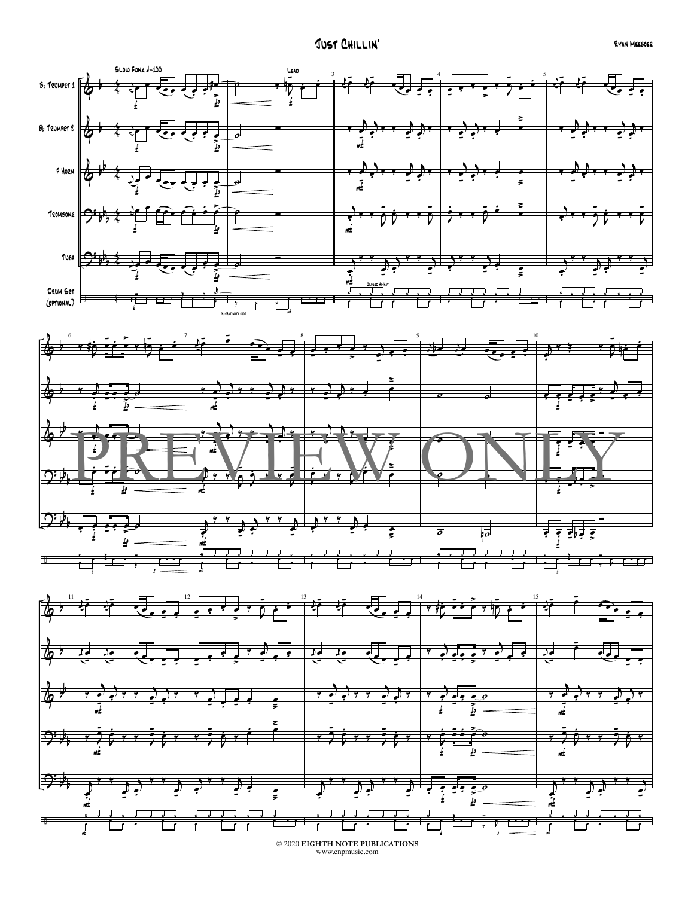# Just Chillin'

Ryan Meeboer

Slow Funk ♩=100

Bb Trumpet 1
Bb Trumpet 2
F Horn
Trombone
Tuba
Drum Set (optional)

Lead

Closed Hi-Hat

Hi-Hat with foot

PREVIEW ONLY

© 2020 **EIGHTH NOTE PUBLICATIONS**
www.enpmusic.com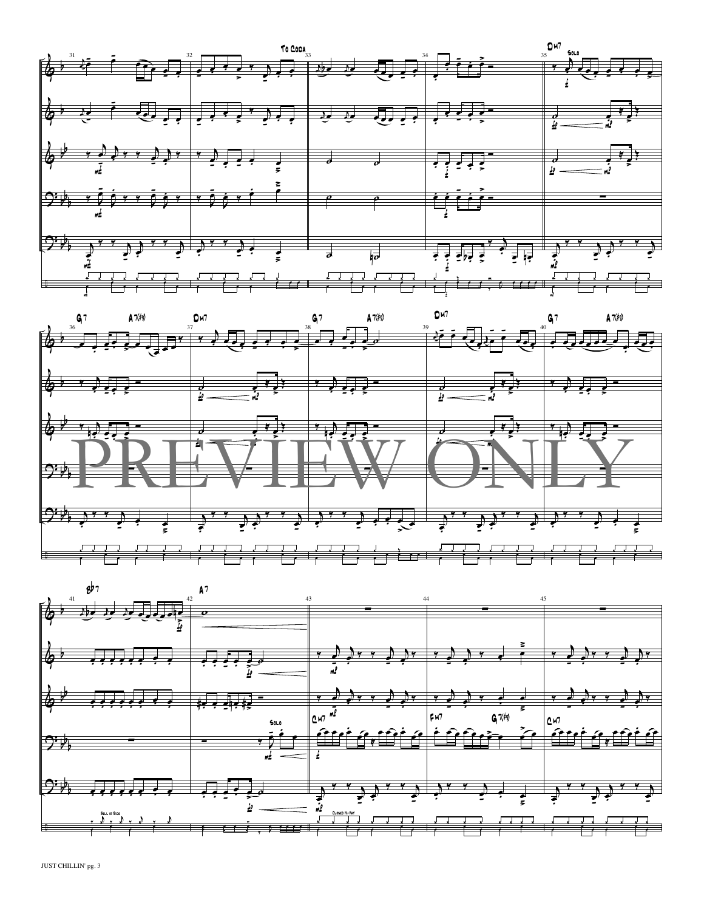To Coda

Dm7 Solo

G7 A7(#5) Dm7 G7 A7(#5) Dm7 G7 A7(#5)

Bb7 A7

Solo

Cm7 Fm7 G7(#5) Cm7

Bell of Ride

Closed Hi-Hat

PREVIEW ONLY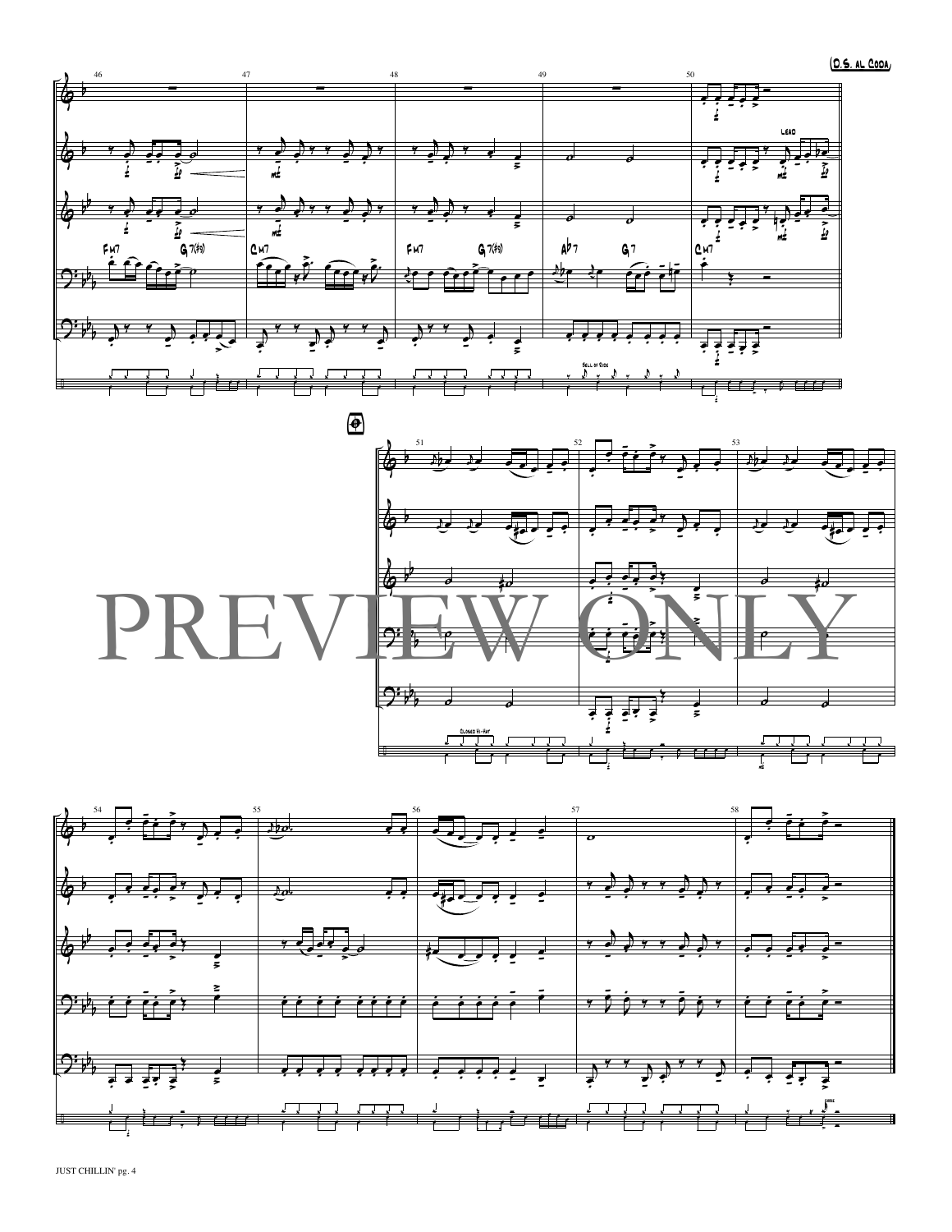(D.S. al Coda)

PREVIEW ONLY